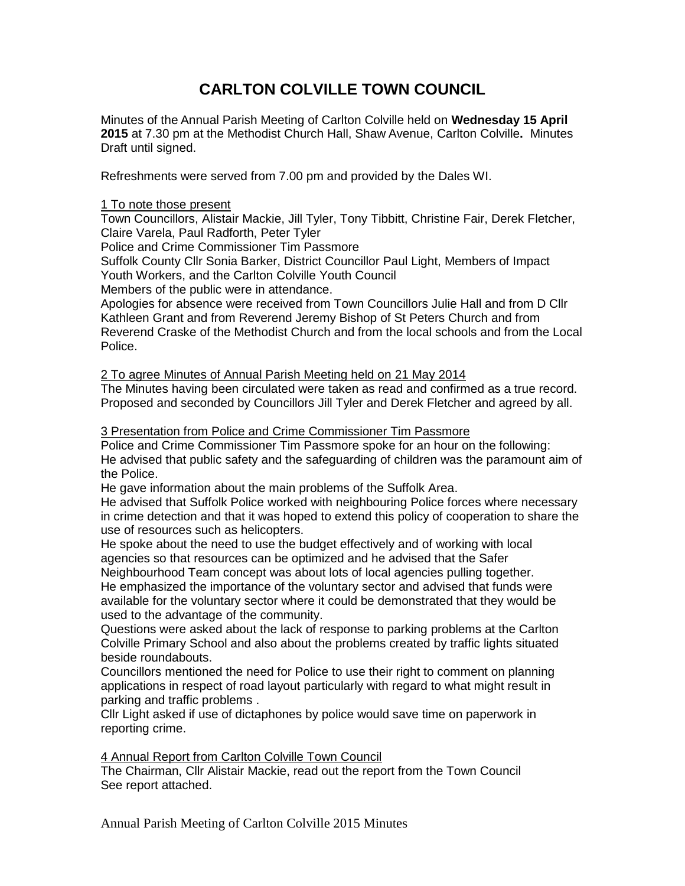# CARLTON COLVILLE TOWN COUNCIL

Minutes of the Annual Parish Meeting of Carlton Colville held on **Wednesday 15 April 2015** at 7.30 pm at the Methodist Church Hall, Shaw Avenue, Carlton Colville**.** Minutes Draft until signed.

Refreshments were served from 7.00 pm and provided by the Dales WI.

## 1 To note those present

Town Councillors, Alistair Mackie, Jill Tyler, Tony Tibbitt, Christine Fair, Derek Fletcher, Claire Varela, Paul Radforth, Peter Tyler
Police and Crime Commissioner Tim Passmore
Suffolk County Cllr Sonia Barker, District Councillor Paul Light, Members of Impact Youth Workers, and the Carlton Colville Youth Council
Members of the public were in attendance.
Apologies for absence were received from Town Councillors Julie Hall and from D Cllr Kathleen Grant and from Reverend Jeremy Bishop of St Peters Church and from Reverend Craske of the Methodist Church and from the local schools and from the Local Police.

## 2 To agree Minutes of Annual Parish Meeting held on 21 May 2014

The Minutes having been circulated were taken as read and confirmed as a true record. Proposed and seconded by Councillors Jill Tyler and Derek Fletcher and agreed by all.

## 3 Presentation from Police and Crime Commissioner Tim Passmore

Police and Crime Commissioner Tim Passmore spoke for an hour on the following:
He advised that public safety and the safeguarding of children was the paramount aim of the Police.
He gave information about the main problems of the Suffolk Area.
He advised that Suffolk Police worked with neighbouring Police forces where necessary in crime detection and that it was hoped to extend this policy of cooperation to share the use of resources such as helicopters.
He spoke about the need to use the budget effectively and of working with local agencies so that resources can be optimized and he advised that the Safer Neighbourhood Team concept was about lots of local agencies pulling together.
He emphasized the importance of the voluntary sector and advised that funds were available for the voluntary sector where it could be demonstrated that they would be used to the advantage of the community.
Questions were asked about the lack of response to parking problems at the Carlton Colville Primary School and also about the problems created by traffic lights situated beside roundabouts.
Councillors mentioned the need for Police to use their right to comment on planning applications in respect of road layout particularly with regard to what might result in parking and traffic problems .
Cllr Light asked if use of dictaphones by police would save time on paperwork in reporting crime.

## 4 Annual Report from Carlton Colville Town Council

The Chairman, Cllr Alistair Mackie, read out the report from the Town Council
See report attached.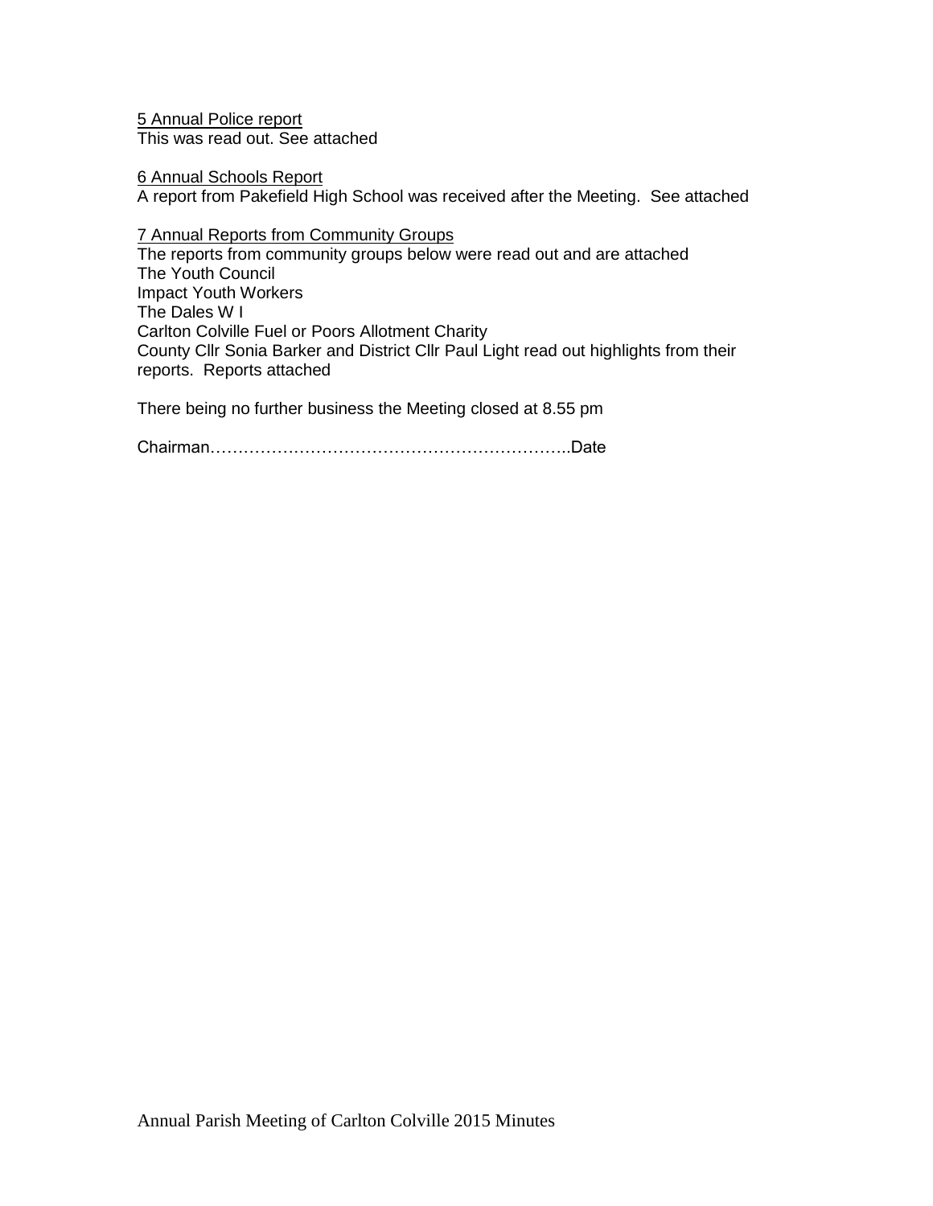5 Annual Police report

This was read out. See attached

6 Annual Schools Report

A report from Pakefield High School was received after the Meeting. See attached

7 Annual Reports from Community Groups

The reports from community groups below were read out and are attached

The Youth Council

Impact Youth Workers

The Dales W I

Carlton Colville Fuel or Poors Allotment Charity

County Cllr Sonia Barker and District Cllr Paul Light read out highlights from their reports. Reports attached

There being no further business the Meeting closed at 8.55 pm

Chairman………………………………………………………..Date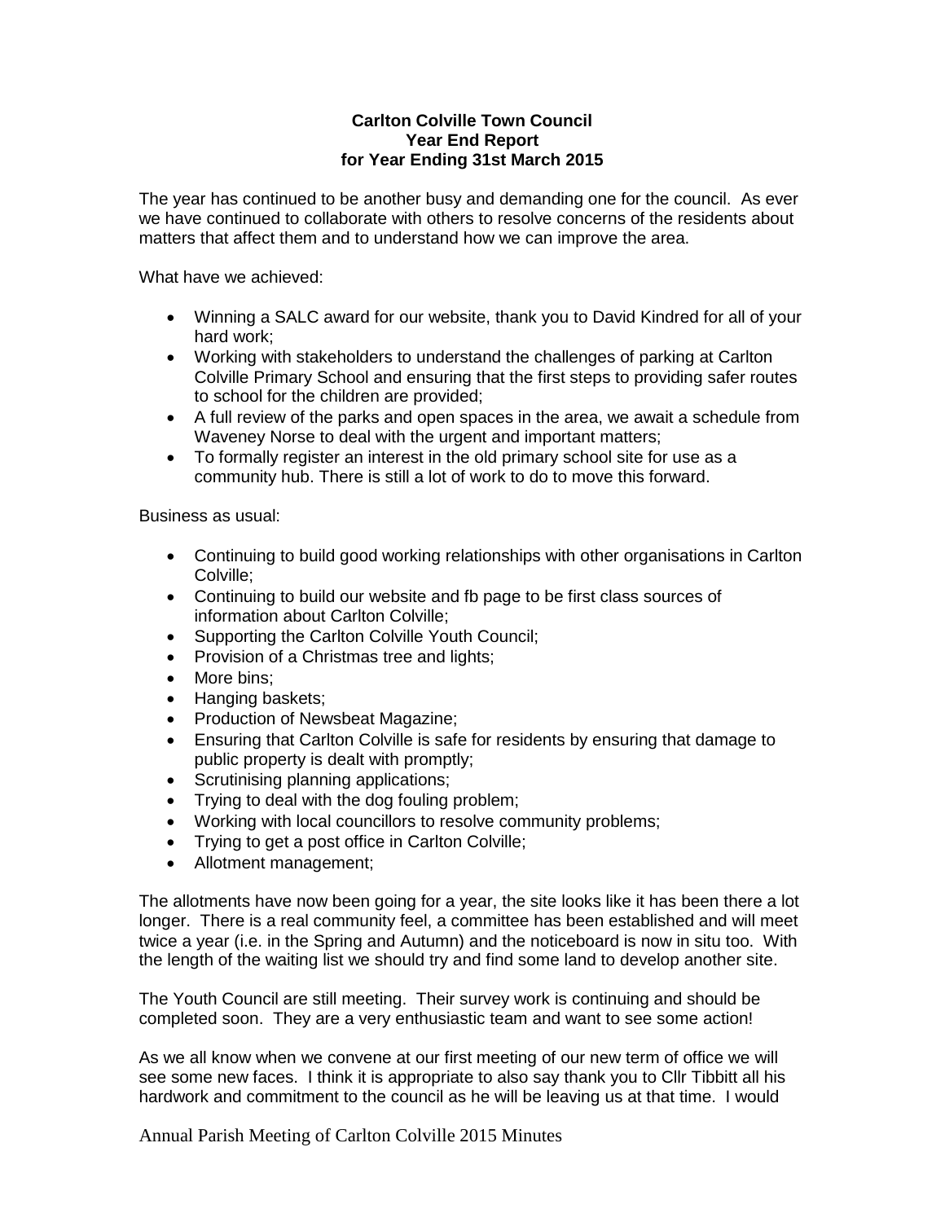**Carlton Colville Town Council**
**Year End Report**
**for Year Ending 31st March 2015**

The year has continued to be another busy and demanding one for the council. As ever we have continued to collaborate with others to resolve concerns of the residents about matters that affect them and to understand how we can improve the area.

What have we achieved:

- Winning a SALC award for our website, thank you to David Kindred for all of your hard work;
- Working with stakeholders to understand the challenges of parking at Carlton Colville Primary School and ensuring that the first steps to providing safer routes to school for the children are provided;
- A full review of the parks and open spaces in the area, we await a schedule from Waveney Norse to deal with the urgent and important matters;
- To formally register an interest in the old primary school site for use as a community hub. There is still a lot of work to do to move this forward.

Business as usual:

- Continuing to build good working relationships with other organisations in Carlton Colville;
- Continuing to build our website and fb page to be first class sources of information about Carlton Colville;
- Supporting the Carlton Colville Youth Council;
- Provision of a Christmas tree and lights;
- More bins;
- Hanging baskets;
- Production of Newsbeat Magazine;
- Ensuring that Carlton Colville is safe for residents by ensuring that damage to public property is dealt with promptly;
- Scrutinising planning applications;
- Trying to deal with the dog fouling problem;
- Working with local councillors to resolve community problems;
- Trying to get a post office in Carlton Colville;
- Allotment management;

The allotments have now been going for a year, the site looks like it has been there a lot longer. There is a real community feel, a committee has been established and will meet twice a year (i.e. in the Spring and Autumn) and the noticeboard is now in situ too. With the length of the waiting list we should try and find some land to develop another site.

The Youth Council are still meeting. Their survey work is continuing and should be completed soon. They are a very enthusiastic team and want to see some action!

As we all know when we convene at our first meeting of our new term of office we will see some new faces. I think it is appropriate to also say thank you to Cllr Tibbitt all his hardwork and commitment to the council as he will be leaving us at that time. I would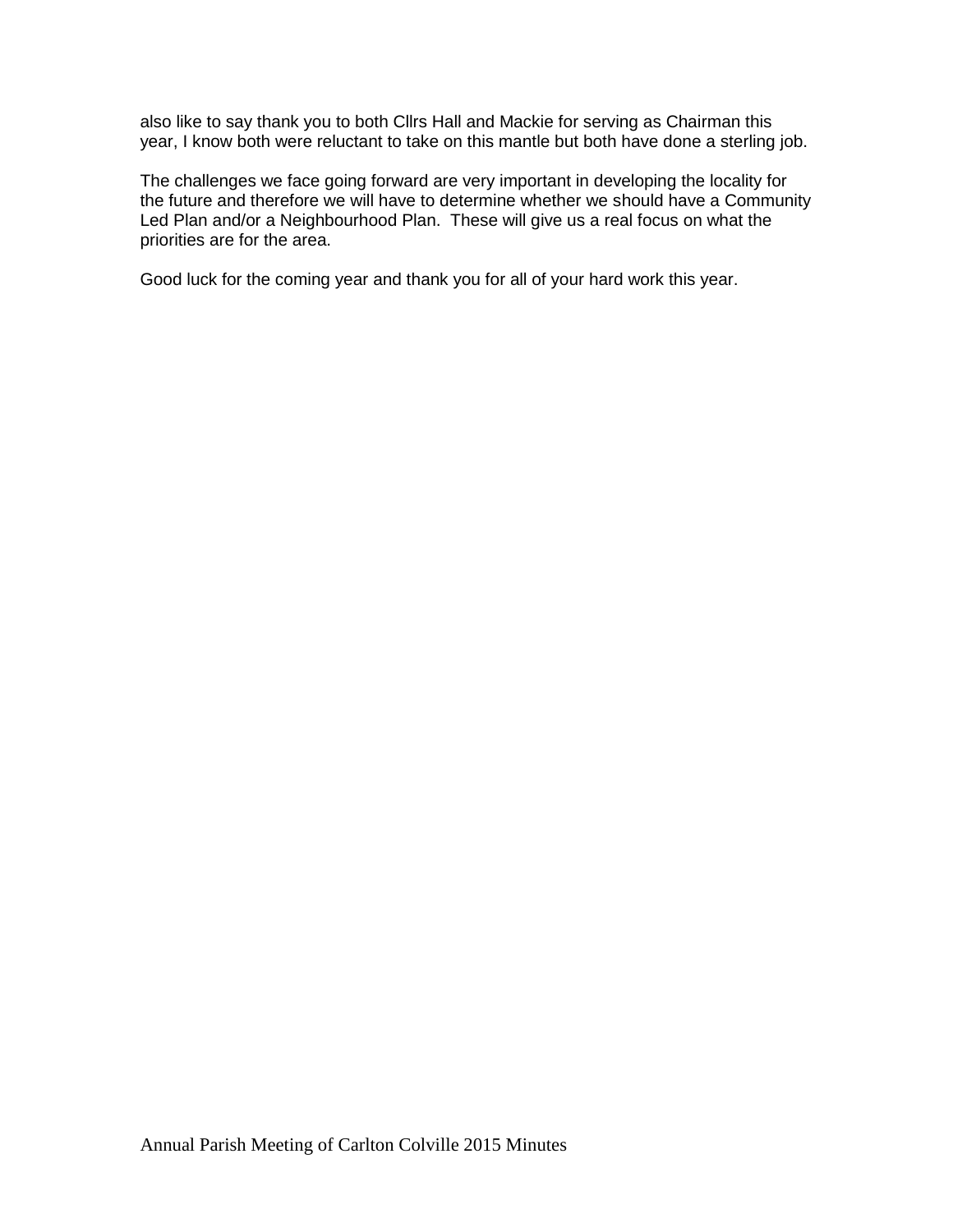also like to say thank you to both Cllrs Hall and Mackie for serving as Chairman this year, I know both were reluctant to take on this mantle but both have done a sterling job.

The challenges we face going forward are very important in developing the locality for the future and therefore we will have to determine whether we should have a Community Led Plan and/or a Neighbourhood Plan. These will give us a real focus on what the priorities are for the area.

Good luck for the coming year and thank you for all of your hard work this year.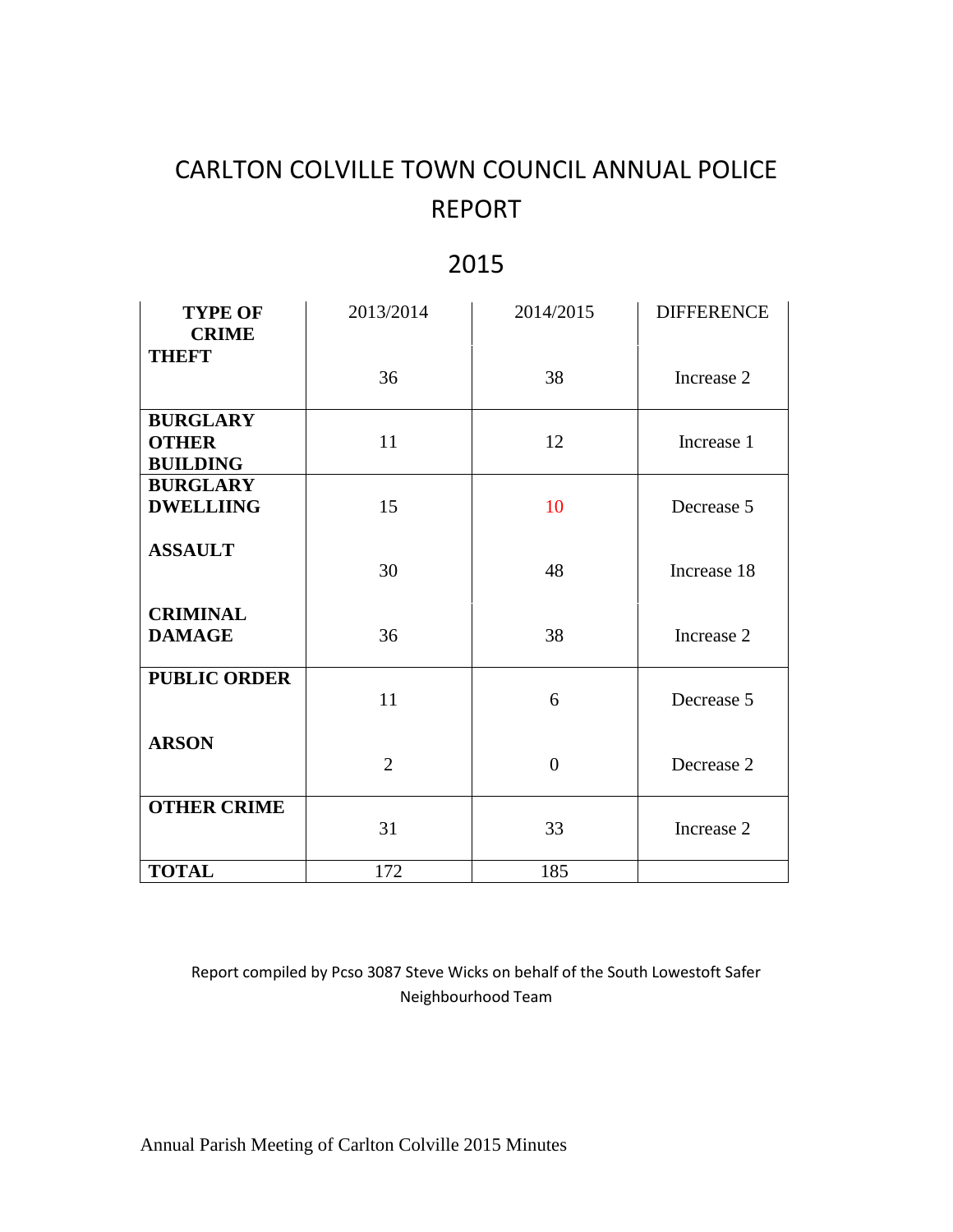# CARLTON COLVILLE TOWN COUNCIL ANNUAL POLICE REPORT

## 2015

| TYPE OF CRIME | 2013/2014 | 2014/2015 | DIFFERENCE |
|---|---|---|---|
| THEFT | 36 | 38 | Increase 2 |
| BURGLARY OTHER BUILDING | 11 | 12 | Increase 1 |
| BURGLARY DWELLIING | 15 | 10 | Decrease 5 |
| ASSAULT | 30 | 48 | Increase 18 |
| CRIMINAL DAMAGE | 36 | 38 | Increase 2 |
| PUBLIC ORDER | 11 | 6 | Decrease 5 |
| ARSON | 2 | 0 | Decrease 2 |
| OTHER CRIME | 31 | 33 | Increase 2 |
| TOTAL | 172 | 185 | |

Report compiled by Pcso 3087 Steve Wicks on behalf of the South Lowestoft Safer Neighbourhood Team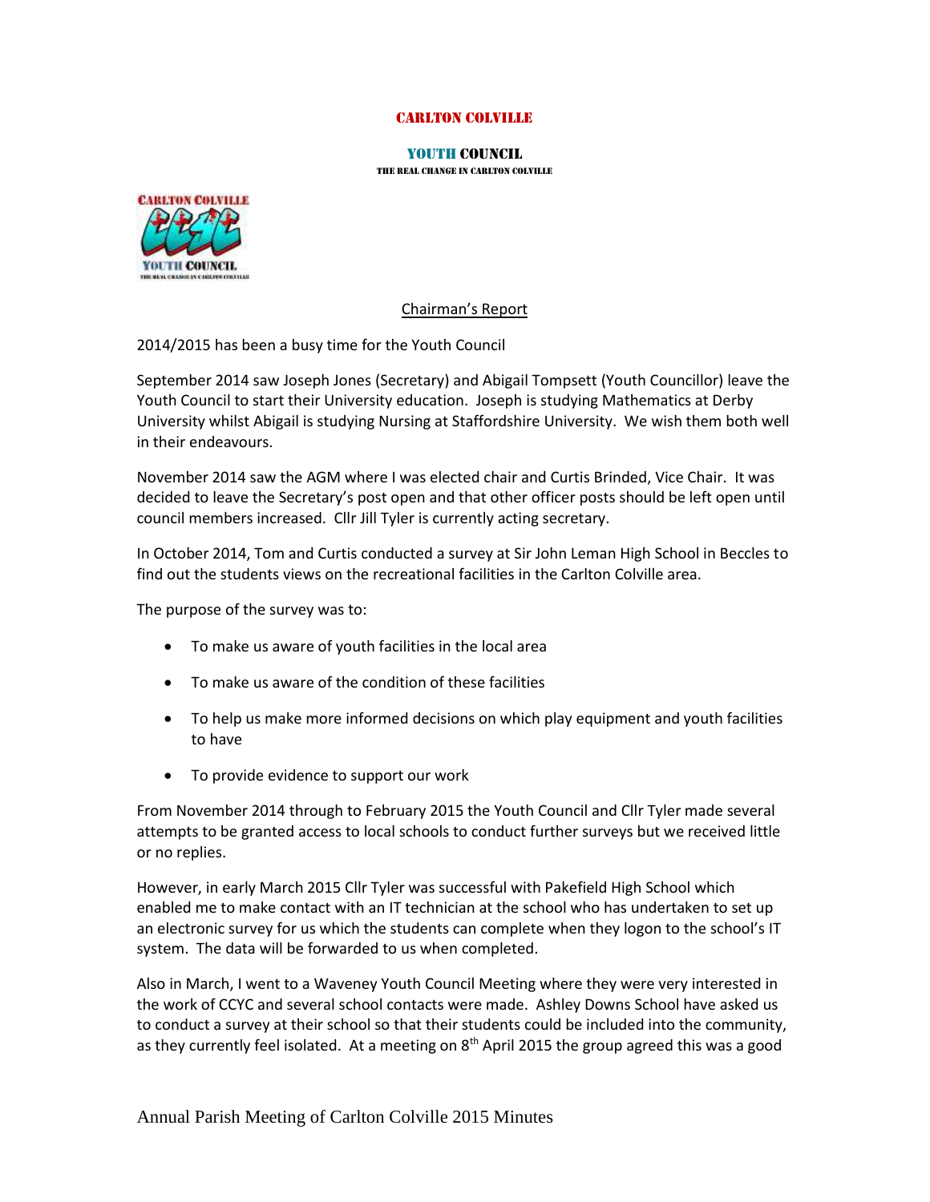CARLTON COLVILLE

YOUTH COUNCIL

THE REAL CHANGE IN CARLTON COLVILLE

## Chairman's Report

2014/2015 has been a busy time for the Youth Council

September 2014 saw Joseph Jones (Secretary) and Abigail Tompsett (Youth Councillor) leave the Youth Council to start their University education. Joseph is studying Mathematics at Derby University whilst Abigail is studying Nursing at Staffordshire University. We wish them both well in their endeavours.

November 2014 saw the AGM where I was elected chair and Curtis Brinded, Vice Chair. It was decided to leave the Secretary's post open and that other officer posts should be left open until council members increased. Cllr Jill Tyler is currently acting secretary.

In October 2014, Tom and Curtis conducted a survey at Sir John Leman High School in Beccles to find out the students views on the recreational facilities in the Carlton Colville area.

The purpose of the survey was to:

- To make us aware of youth facilities in the local area
- To make us aware of the condition of these facilities
- To help us make more informed decisions on which play equipment and youth facilities to have
- To provide evidence to support our work

From November 2014 through to February 2015 the Youth Council and Cllr Tyler made several attempts to be granted access to local schools to conduct further surveys but we received little or no replies.

However, in early March 2015 Cllr Tyler was successful with Pakefield High School which enabled me to make contact with an IT technician at the school who has undertaken to set up an electronic survey for us which the students can complete when they logon to the school's IT system. The data will be forwarded to us when completed.

Also in March, I went to a Waveney Youth Council Meeting where they were very interested in the work of CCYC and several school contacts were made. Ashley Downs School have asked us to conduct a survey at their school so that their students could be included into the community, as they currently feel isolated. At a meeting on 8th April 2015 the group agreed this was a good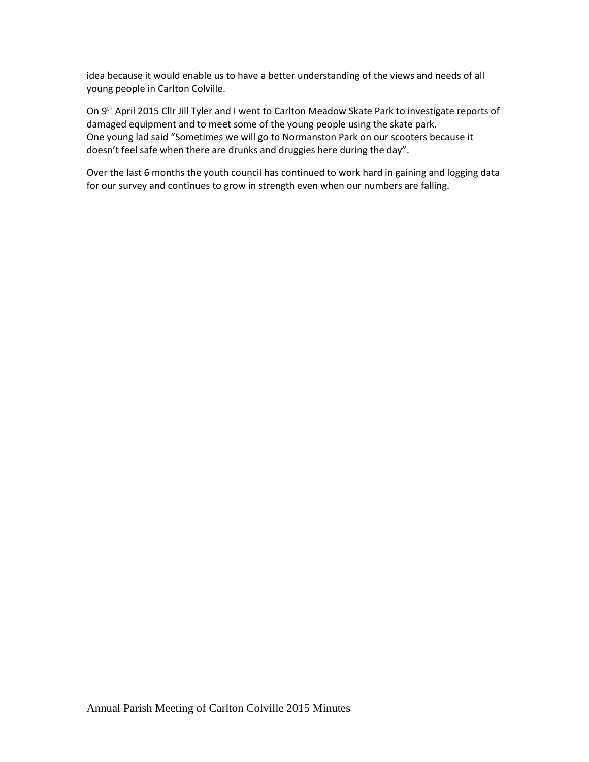idea because it would enable us to have a better understanding of the views and needs of all young people in Carlton Colville.

On 9th April 2015 Cllr Jill Tyler and I went to Carlton Meadow Skate Park to investigate reports of damaged equipment and to meet some of the young people using the skate park.
One young lad said "Sometimes we will go to Normanston Park on our scooters because it doesn't feel safe when there are drunks and druggies here during the day".

Over the last 6 months the youth council has continued to work hard in gaining and logging data for our survey and continues to grow in strength even when our numbers are falling.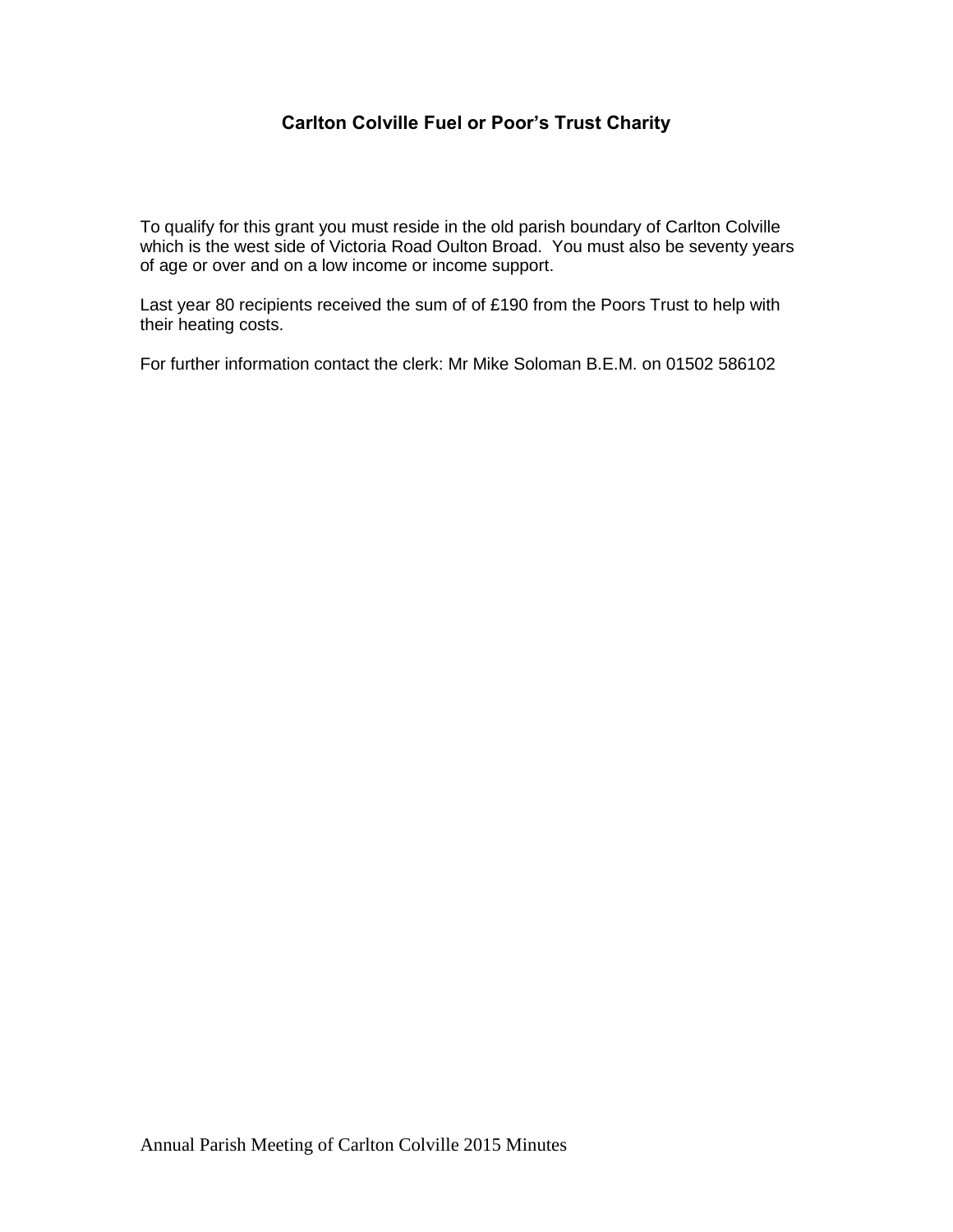### Carlton Colville Fuel or Poor's Trust Charity

To qualify for this grant you must reside in the old parish boundary of Carlton Colville which is the west side of Victoria Road Oulton Broad. You must also be seventy years of age or over and on a low income or income support.

Last year 80 recipients received the sum of of £190 from the Poors Trust to help with their heating costs.

For further information contact the clerk: Mr Mike Soloman B.E.M. on 01502 586102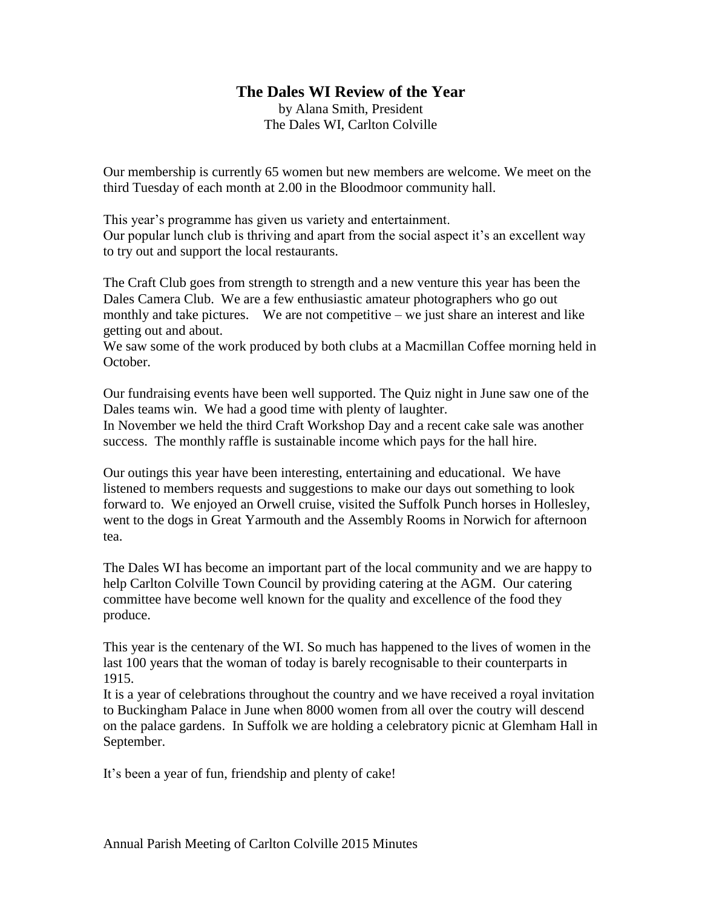## The Dales WI Review of the Year

by Alana Smith, President
The Dales WI, Carlton Colville

Our membership is currently 65 women but new members are welcome. We meet on the third Tuesday of each month at 2.00 in the Bloodmoor community hall.

This year's programme has given us variety and entertainment.
Our popular lunch club is thriving and apart from the social aspect it's an excellent way to try out and support the local restaurants.

The Craft Club goes from strength to strength and a new venture this year has been the Dales Camera Club. We are a few enthusiastic amateur photographers who go out monthly and take pictures. We are not competitive – we just share an interest and like getting out and about.
We saw some of the work produced by both clubs at a Macmillan Coffee morning held in October.

Our fundraising events have been well supported. The Quiz night in June saw one of the Dales teams win. We had a good time with plenty of laughter.
In November we held the third Craft Workshop Day and a recent cake sale was another success. The monthly raffle is sustainable income which pays for the hall hire.

Our outings this year have been interesting, entertaining and educational. We have listened to members requests and suggestions to make our days out something to look forward to. We enjoyed an Orwell cruise, visited the Suffolk Punch horses in Hollesley, went to the dogs in Great Yarmouth and the Assembly Rooms in Norwich for afternoon tea.

The Dales WI has become an important part of the local community and we are happy to help Carlton Colville Town Council by providing catering at the AGM. Our catering committee have become well known for the quality and excellence of the food they produce.

This year is the centenary of the WI. So much has happened to the lives of women in the last 100 years that the woman of today is barely recognisable to their counterparts in 1915.
It is a year of celebrations throughout the country and we have received a royal invitation to Buckingham Palace in June when 8000 women from all over the coutry will descend on the palace gardens. In Suffolk we are holding a celebratory picnic at Glemham Hall in September.

It's been a year of fun, friendship and plenty of cake!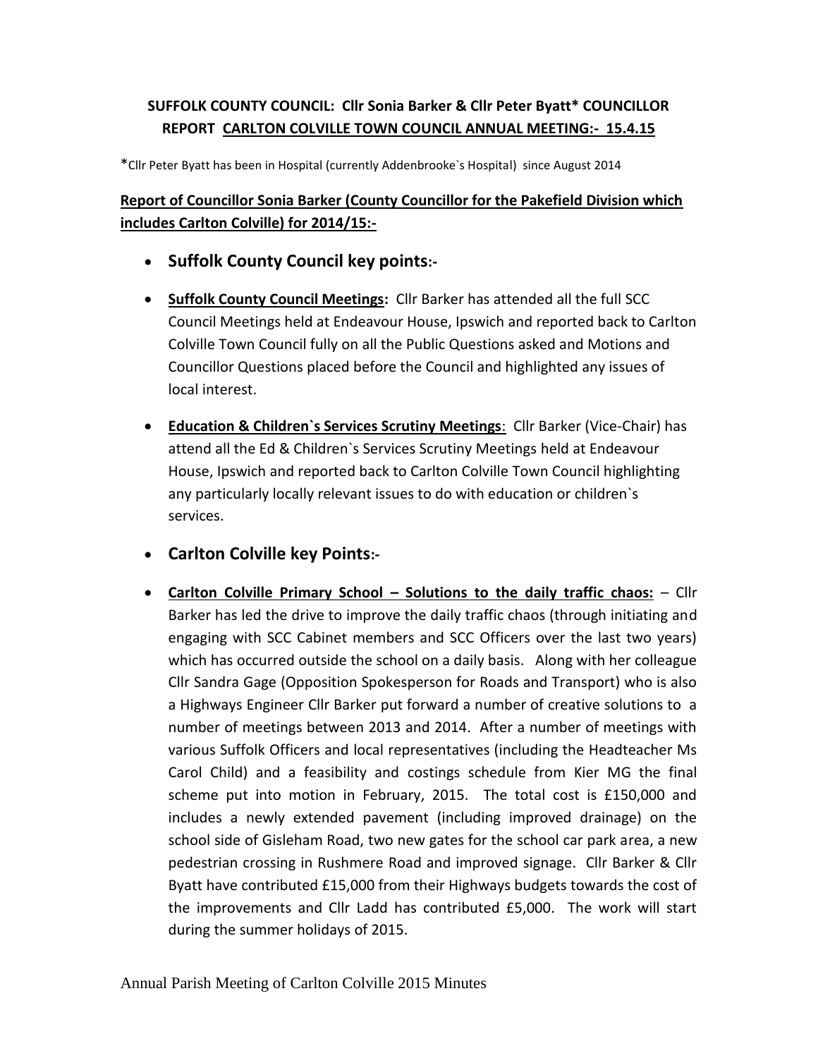**SUFFOLK COUNTY COUNCIL: Cllr Sonia Barker & Cllr Peter Byatt* COUNCILLOR REPORT <u>CARLTON COLVILLE TOWN COUNCIL ANNUAL MEETING:- 15.4.15</u>**

*Cllr Peter Byatt has been in Hospital (currently Addenbrooke`s Hospital) since August 2014

**<u>Report of Councillor Sonia Barker (County Councillor for the Pakefield Division which includes Carlton Colville) for 2014/15:-</u>**

- **Suffolk County Council key points:-**
- **<u>Suffolk County Council Meetings</u>:** Cllr Barker has attended all the full SCC Council Meetings held at Endeavour House, Ipswich and reported back to Carlton Colville Town Council fully on all the Public Questions asked and Motions and Councillor Questions placed before the Council and highlighted any issues of local interest.
- **<u>Education & Children`s Services Scrutiny Meetings</u>**: Cllr Barker (Vice-Chair) has attend all the Ed & Children`s Services Scrutiny Meetings held at Endeavour House, Ipswich and reported back to Carlton Colville Town Council highlighting any particularly locally relevant issues to do with education or children`s services.
- **Carlton Colville key Points:-**
- **<u>Carlton Colville Primary School – Solutions to the daily traffic chaos:</u>** – Cllr Barker has led the drive to improve the daily traffic chaos (through initiating and engaging with SCC Cabinet members and SCC Officers over the last two years) which has occurred outside the school on a daily basis. Along with her colleague Cllr Sandra Gage (Opposition Spokesperson for Roads and Transport) who is also a Highways Engineer Cllr Barker put forward a number of creative solutions to a number of meetings between 2013 and 2014. After a number of meetings with various Suffolk Officers and local representatives (including the Headteacher Ms Carol Child) and a feasibility and costings schedule from Kier MG the final scheme put into motion in February, 2015. The total cost is £150,000 and includes a newly extended pavement (including improved drainage) on the school side of Gisleham Road, two new gates for the school car park area, a new pedestrian crossing in Rushmere Road and improved signage. Cllr Barker & Cllr Byatt have contributed £15,000 from their Highways budgets towards the cost of the improvements and Cllr Ladd has contributed £5,000. The work will start during the summer holidays of 2015.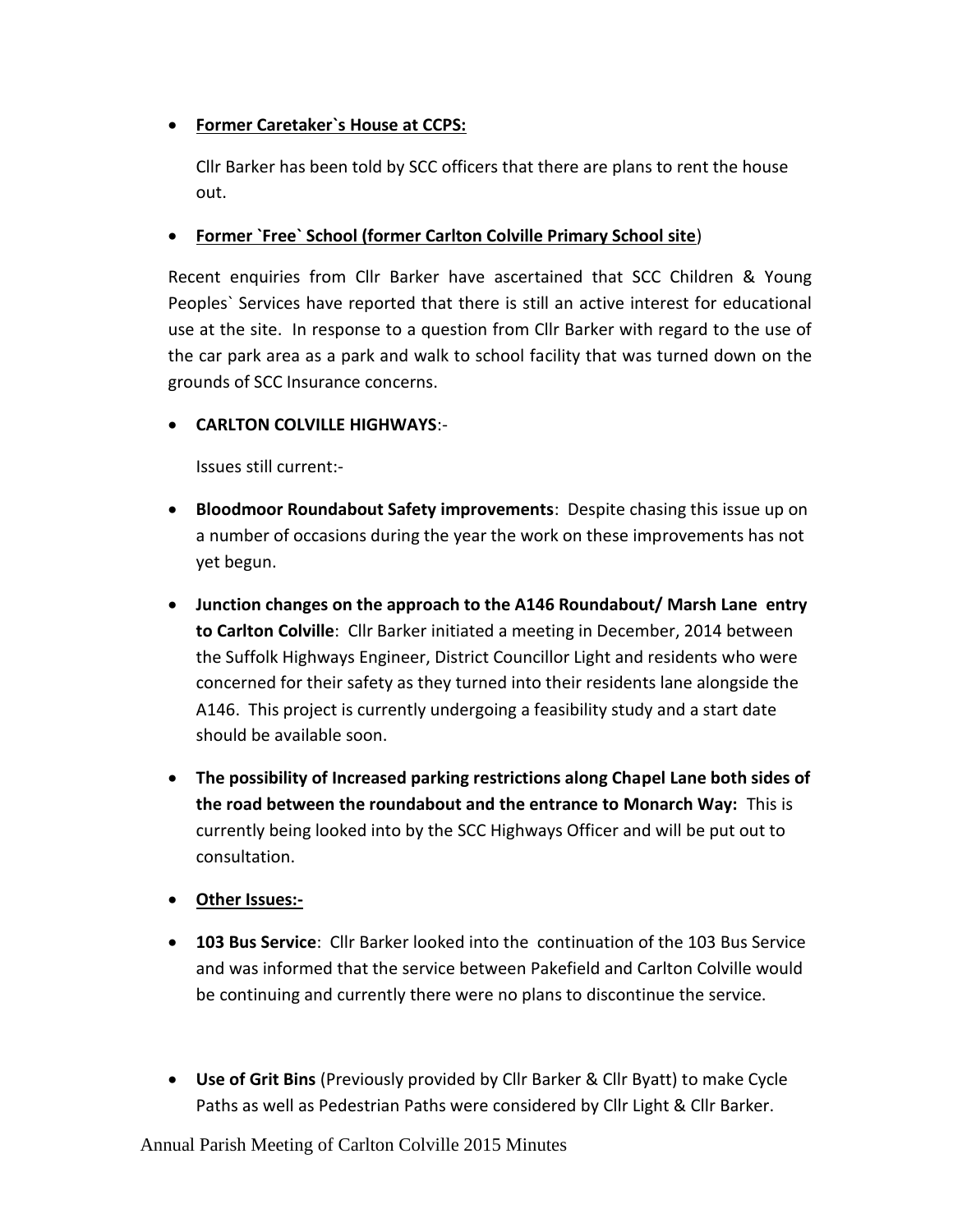- **<u>Former Caretaker`s House at CCPS:</u>**

  Cllr Barker has been told by SCC officers that there are plans to rent the house out.

- **<u>Former `Free` School (former Carlton Colville Primary School site</u>**)

Recent enquiries from Cllr Barker have ascertained that SCC Children & Young Peoples` Services have reported that there is still an active interest for educational use at the site. In response to a question from Cllr Barker with regard to the use of the car park area as a park and walk to school facility that was turned down on the grounds of SCC Insurance concerns.

- **CARLTON COLVILLE HIGHWAYS**:-

  Issues still current:-

- **Bloodmoor Roundabout Safety improvements**: Despite chasing this issue up on a number of occasions during the year the work on these improvements has not yet begun.

- **Junction changes on the approach to the A146 Roundabout/ Marsh Lane entry to Carlton Colville**: Cllr Barker initiated a meeting in December, 2014 between the Suffolk Highways Engineer, District Councillor Light and residents who were concerned for their safety as they turned into their residents lane alongside the A146. This project is currently undergoing a feasibility study and a start date should be available soon.

- **The possibility of Increased parking restrictions along Chapel Lane both sides of the road between the roundabout and the entrance to Monarch Way:** This is currently being looked into by the SCC Highways Officer and will be put out to consultation.

- **<u>Other Issues:-</u>**

- **103 Bus Service**: Cllr Barker looked into the continuation of the 103 Bus Service and was informed that the service between Pakefield and Carlton Colville would be continuing and currently there were no plans to discontinue the service.

- **Use of Grit Bins** (Previously provided by Cllr Barker & Cllr Byatt) to make Cycle Paths as well as Pedestrian Paths were considered by Cllr Light & Cllr Barker.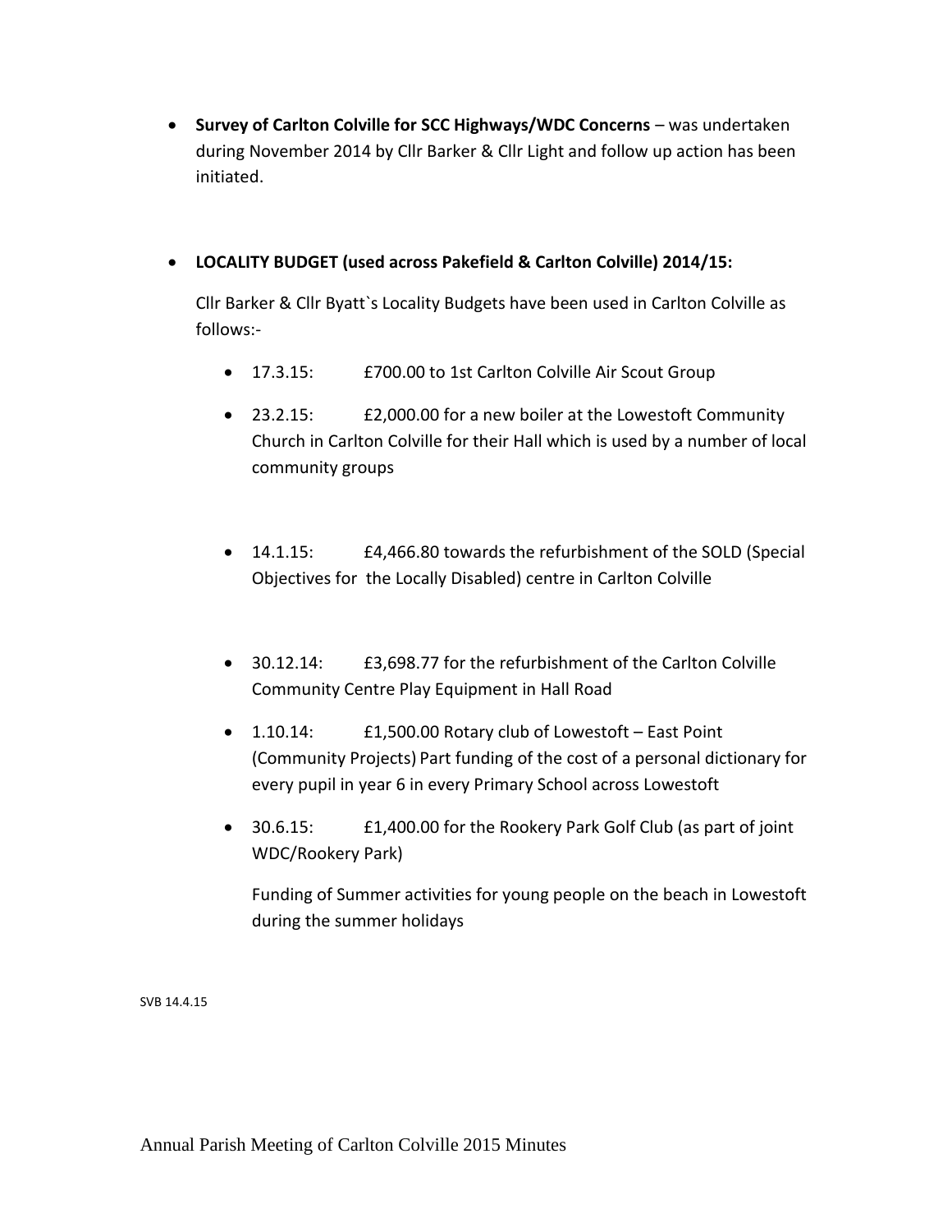- **Survey of Carlton Colville for SCC Highways/WDC Concerns** – was undertaken during November 2014 by Cllr Barker & Cllr Light and follow up action has been initiated.

- **LOCALITY BUDGET (used across Pakefield & Carlton Colville) 2014/15:**

  Cllr Barker & Cllr Byatt`s Locality Budgets have been used in Carlton Colville as follows:-

  - 17.3.15: £700.00 to 1st Carlton Colville Air Scout Group
  - 23.2.15: £2,000.00 for a new boiler at the Lowestoft Community Church in Carlton Colville for their Hall which is used by a number of local community groups
  - 14.1.15: £4,466.80 towards the refurbishment of the SOLD (Special Objectives for the Locally Disabled) centre in Carlton Colville
  - 30.12.14: £3,698.77 for the refurbishment of the Carlton Colville Community Centre Play Equipment in Hall Road
  - 1.10.14: £1,500.00 Rotary club of Lowestoft – East Point (Community Projects) Part funding of the cost of a personal dictionary for every pupil in year 6 in every Primary School across Lowestoft
  - 30.6.15: £1,400.00 for the Rookery Park Golf Club (as part of joint WDC/Rookery Park)

    Funding of Summer activities for young people on the beach in Lowestoft during the summer holidays

SVB 14.4.15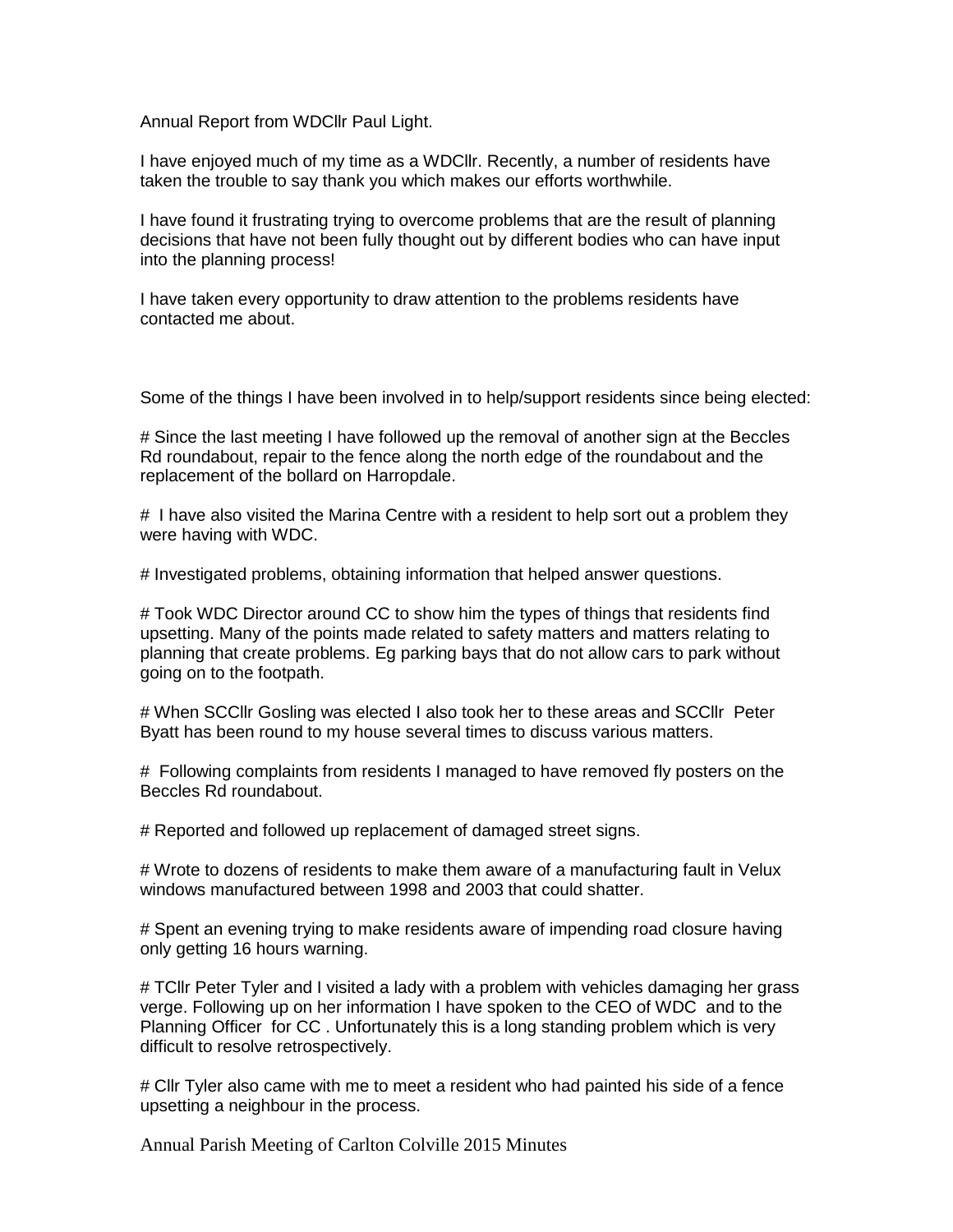Annual Report from WDCllr Paul Light.

I have enjoyed much of my time as a WDCllr. Recently, a number of residents have taken the trouble to say thank you which makes our efforts worthwhile.

I have found it frustrating trying to overcome problems that are the result of planning decisions that have not been fully thought out by different bodies who can have input into the planning process!

I have taken every opportunity to draw attention to the problems residents have contacted me about.

Some of the things I have been involved in to help/support residents since being elected:

# Since the last meeting I have followed up the removal of another sign at the Beccles Rd roundabout, repair to the fence along the north edge of the roundabout and the replacement of the bollard on Harropdale.

# I have also visited the Marina Centre with a resident to help sort out a problem they were having with WDC.

# Investigated problems, obtaining information that helped answer questions.

# Took WDC Director around CC to show him the types of things that residents find upsetting. Many of the points made related to safety matters and matters relating to planning that create problems. Eg parking bays that do not allow cars to park without going on to the footpath.

# When SCCllr Gosling was elected I also took her to these areas and SCCllr Peter Byatt has been round to my house several times to discuss various matters.

# Following complaints from residents I managed to have removed fly posters on the Beccles Rd roundabout.

# Reported and followed up replacement of damaged street signs.

# Wrote to dozens of residents to make them aware of a manufacturing fault in Velux windows manufactured between 1998 and 2003 that could shatter.

# Spent an evening trying to make residents aware of impending road closure having only getting 16 hours warning.

# TCllr Peter Tyler and I visited a lady with a problem with vehicles damaging her grass verge. Following up on her information I have spoken to the CEO of WDC and to the Planning Officer for CC . Unfortunately this is a long standing problem which is very difficult to resolve retrospectively.

# Cllr Tyler also came with me to meet a resident who had painted his side of a fence upsetting a neighbour in the process.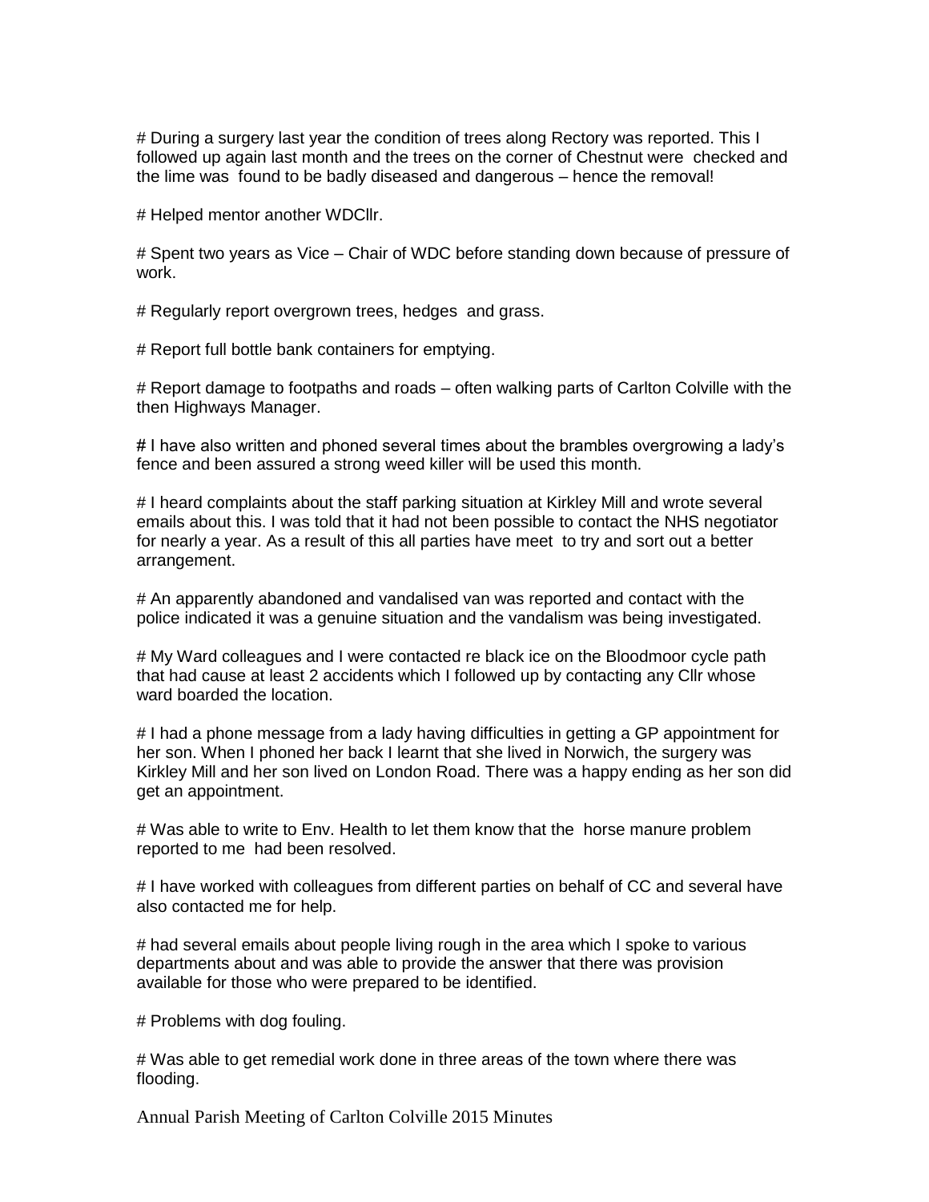# During a surgery last year the condition of trees along Rectory was reported. This I followed up again last month and the trees on the corner of Chestnut were checked and the lime was found to be badly diseased and dangerous – hence the removal!

# Helped mentor another WDCllr.

# Spent two years as Vice – Chair of WDC before standing down because of pressure of work.

# Regularly report overgrown trees, hedges and grass.

# Report full bottle bank containers for emptying.

# Report damage to footpaths and roads – often walking parts of Carlton Colville with the then Highways Manager.

# I have also written and phoned several times about the brambles overgrowing a lady's fence and been assured a strong weed killer will be used this month.

# I heard complaints about the staff parking situation at Kirkley Mill and wrote several emails about this. I was told that it had not been possible to contact the NHS negotiator for nearly a year. As a result of this all parties have meet to try and sort out a better arrangement.

# An apparently abandoned and vandalised van was reported and contact with the police indicated it was a genuine situation and the vandalism was being investigated.

# My Ward colleagues and I were contacted re black ice on the Bloodmoor cycle path that had cause at least 2 accidents which I followed up by contacting any Cllr whose ward boarded the location.

# I had a phone message from a lady having difficulties in getting a GP appointment for her son. When I phoned her back I learnt that she lived in Norwich, the surgery was Kirkley Mill and her son lived on London Road. There was a happy ending as her son did get an appointment.

# Was able to write to Env. Health to let them know that the horse manure problem reported to me had been resolved.

# I have worked with colleagues from different parties on behalf of CC and several have also contacted me for help.

# had several emails about people living rough in the area which I spoke to various departments about and was able to provide the answer that there was provision available for those who were prepared to be identified.

# Problems with dog fouling.

# Was able to get remedial work done in three areas of the town where there was flooding.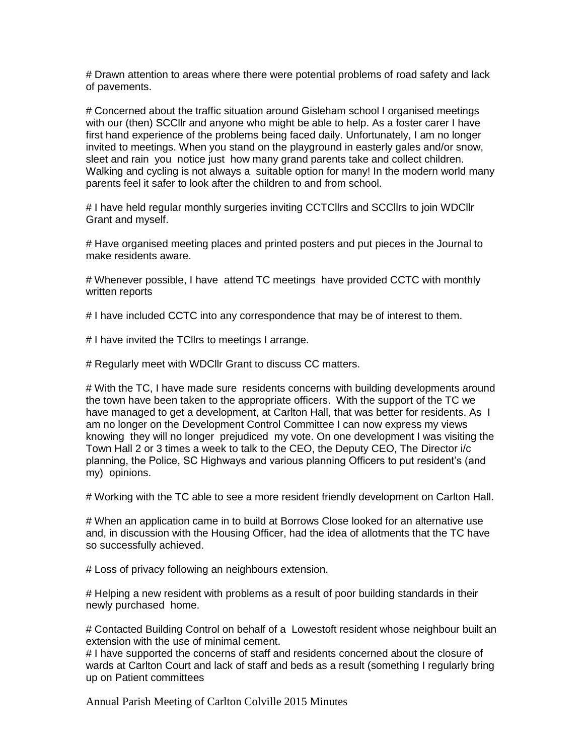# Drawn attention to areas where there were potential problems of road safety and lack of pavements.

# Concerned about the traffic situation around Gisleham school I organised meetings with our (then) SCCllr and anyone who might be able to help. As a foster carer I have first hand experience of the problems being faced daily. Unfortunately, I am no longer invited to meetings. When you stand on the playground in easterly gales and/or snow, sleet and rain you notice just how many grand parents take and collect children. Walking and cycling is not always a suitable option for many! In the modern world many parents feel it safer to look after the children to and from school.

# I have held regular monthly surgeries inviting CCTCllrs and SCCllrs to join WDCllr Grant and myself.

# Have organised meeting places and printed posters and put pieces in the Journal to make residents aware.

# Whenever possible, I have attend TC meetings have provided CCTC with monthly written reports

# I have included CCTC into any correspondence that may be of interest to them.

# I have invited the TCllrs to meetings I arrange.

# Regularly meet with WDCllr Grant to discuss CC matters.

# With the TC, I have made sure residents concerns with building developments around the town have been taken to the appropriate officers. With the support of the TC we have managed to get a development, at Carlton Hall, that was better for residents. As I am no longer on the Development Control Committee I can now express my views knowing they will no longer prejudiced my vote. On one development I was visiting the Town Hall 2 or 3 times a week to talk to the CEO, the Deputy CEO, The Director i/c planning, the Police, SC Highways and various planning Officers to put resident's (and my) opinions.

# Working with the TC able to see a more resident friendly development on Carlton Hall.

# When an application came in to build at Borrows Close looked for an alternative use and, in discussion with the Housing Officer, had the idea of allotments that the TC have so successfully achieved.

# Loss of privacy following an neighbours extension.

# Helping a new resident with problems as a result of poor building standards in their newly purchased home.

# Contacted Building Control on behalf of a Lowestoft resident whose neighbour built an extension with the use of minimal cement.

# I have supported the concerns of staff and residents concerned about the closure of wards at Carlton Court and lack of staff and beds as a result (something I regularly bring up on Patient committees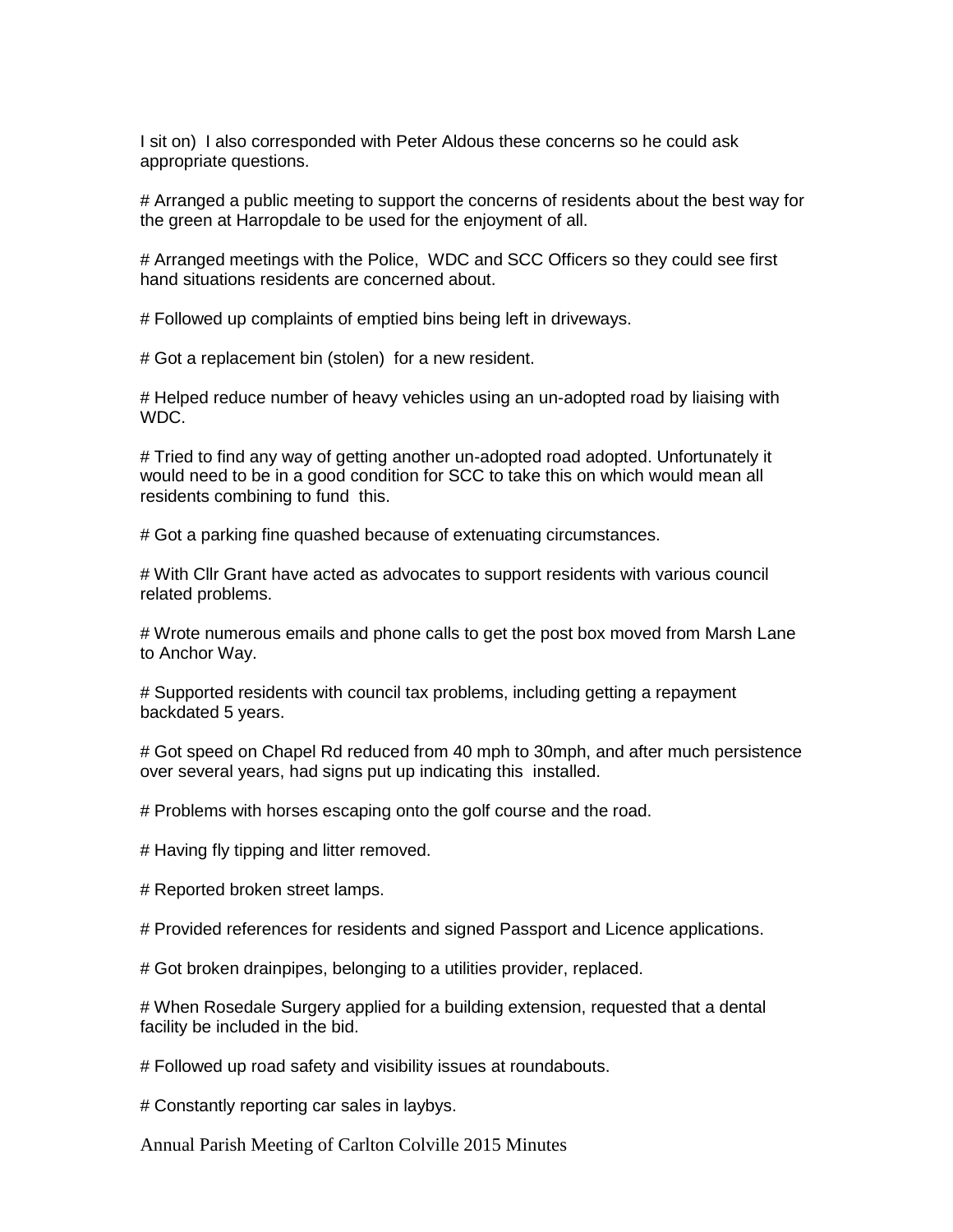I sit on) I also corresponded with Peter Aldous these concerns so he could ask appropriate questions.

# Arranged a public meeting to support the concerns of residents about the best way for the green at Harropdale to be used for the enjoyment of all.

# Arranged meetings with the Police, WDC and SCC Officers so they could see first hand situations residents are concerned about.

# Followed up complaints of emptied bins being left in driveways.

# Got a replacement bin (stolen) for a new resident.

# Helped reduce number of heavy vehicles using an un-adopted road by liaising with WDC.

# Tried to find any way of getting another un-adopted road adopted. Unfortunately it would need to be in a good condition for SCC to take this on which would mean all residents combining to fund this.

# Got a parking fine quashed because of extenuating circumstances.

# With Cllr Grant have acted as advocates to support residents with various council related problems.

# Wrote numerous emails and phone calls to get the post box moved from Marsh Lane to Anchor Way.

# Supported residents with council tax problems, including getting a repayment backdated 5 years.

# Got speed on Chapel Rd reduced from 40 mph to 30mph, and after much persistence over several years, had signs put up indicating this installed.

# Problems with horses escaping onto the golf course and the road.

# Having fly tipping and litter removed.

# Reported broken street lamps.

# Provided references for residents and signed Passport and Licence applications.

# Got broken drainpipes, belonging to a utilities provider, replaced.

# When Rosedale Surgery applied for a building extension, requested that a dental facility be included in the bid.

# Followed up road safety and visibility issues at roundabouts.

# Constantly reporting car sales in laybys.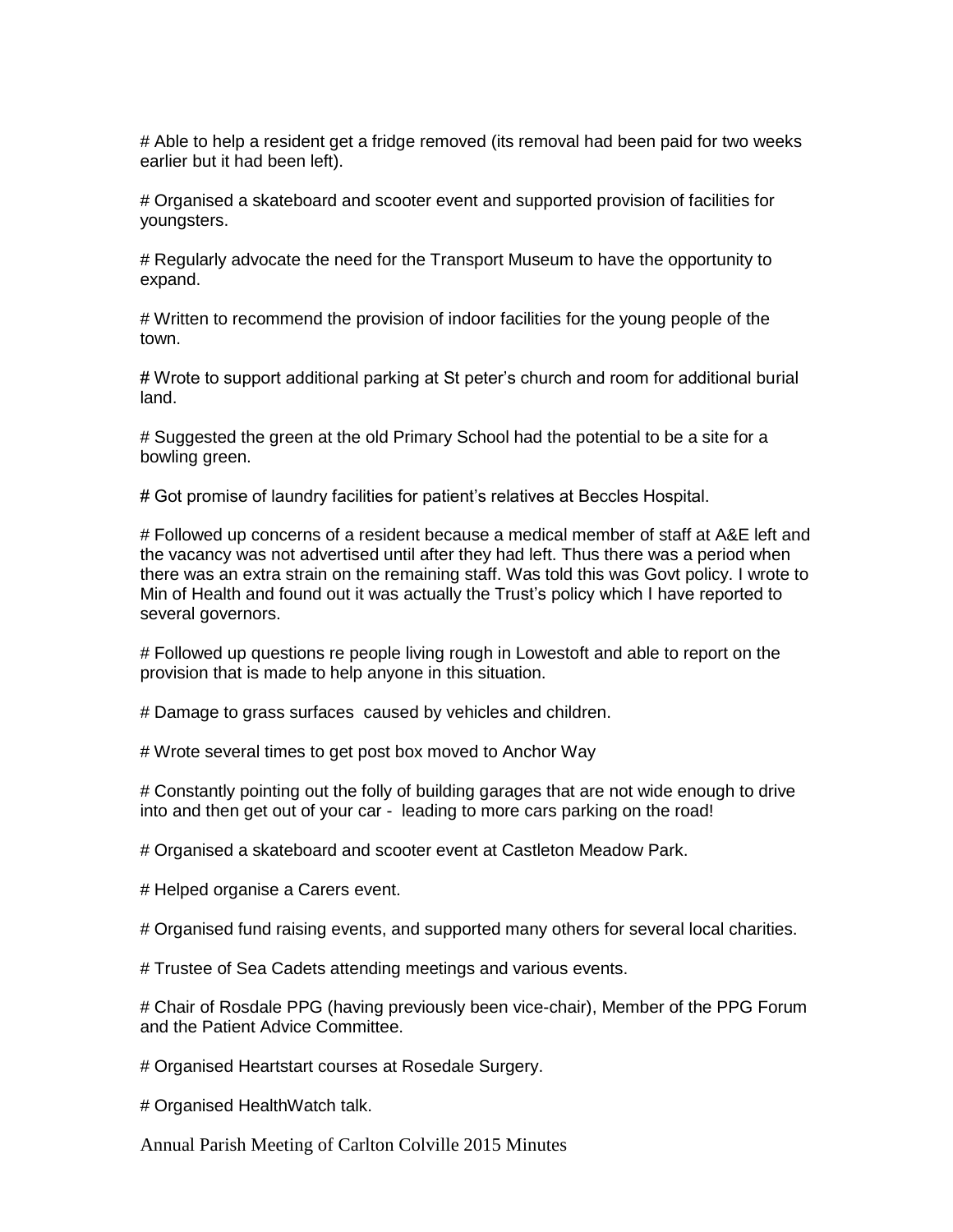# Able to help a resident get a fridge removed (its removal had been paid for two weeks earlier but it had been left).

# Organised a skateboard and scooter event and supported provision of facilities for youngsters.

# Regularly advocate the need for the Transport Museum to have the opportunity to expand.

# Written to recommend the provision of indoor facilities for the young people of the town.

# Wrote to support additional parking at St peter's church and room for additional burial land.

# Suggested the green at the old Primary School had the potential to be a site for a bowling green.

# Got promise of laundry facilities for patient's relatives at Beccles Hospital.

# Followed up concerns of a resident because a medical member of staff at A&E left and the vacancy was not advertised until after they had left. Thus there was a period when there was an extra strain on the remaining staff. Was told this was Govt policy. I wrote to Min of Health and found out it was actually the Trust's policy which I have reported to several governors.

# Followed up questions re people living rough in Lowestoft and able to report on the provision that is made to help anyone in this situation.

# Damage to grass surfaces caused by vehicles and children.

# Wrote several times to get post box moved to Anchor Way

# Constantly pointing out the folly of building garages that are not wide enough to drive into and then get out of your car - leading to more cars parking on the road!

# Organised a skateboard and scooter event at Castleton Meadow Park.

# Helped organise a Carers event.

# Organised fund raising events, and supported many others for several local charities.

# Trustee of Sea Cadets attending meetings and various events.

# Chair of Rosdale PPG (having previously been vice-chair), Member of the PPG Forum and the Patient Advice Committee.

# Organised Heartstart courses at Rosedale Surgery.

# Organised HealthWatch talk.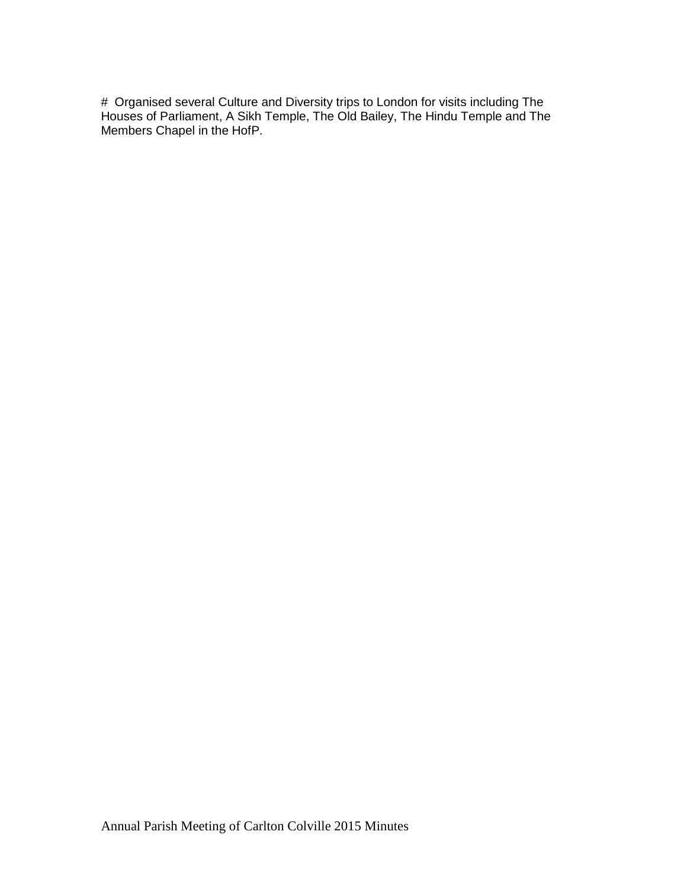# Organised several Culture and Diversity trips to London for visits including The Houses of Parliament, A Sikh Temple, The Old Bailey, The Hindu Temple and The Members Chapel in the HofP.